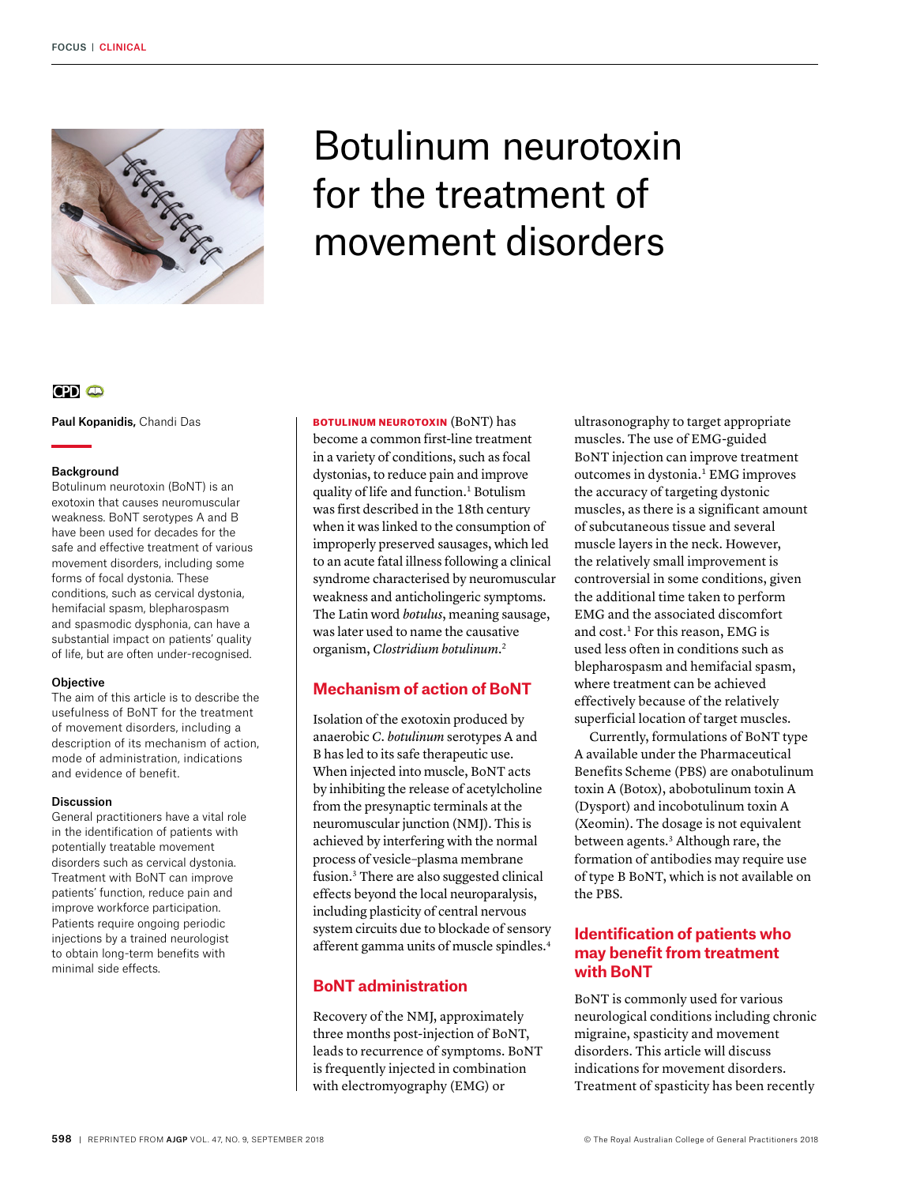# Botulinum neurotoxin for the treatment of movement disorders

**Paul Kopanidis,** Chandi Das

### Background

Botulinum neurotoxin (BoNT) is an exotoxin that causes neuromuscular weakness. BoNT serotypes A and B have been used for decades for the safe and effective treatment of various movement disorders, including some forms of focal dystonia. These conditions, such as cervical dystonia, hemifacial spasm, blepharospasm and spasmodic dysphonia, can have a substantial impact on patients' quality of life, but are often under-recognised.

### Objective

The aim of this article is to describe the usefulness of BoNT for the treatment of movement disorders, including a description of its mechanism of action, mode of administration, indications and evidence of benefit.

### Discussion

General practitioners have a vital role in the identification of patients with potentially treatable movement disorders such as cervical dystonia. Treatment with BoNT can improve patients' function, reduce pain and improve workforce participation. Patients require ongoing periodic injections by a trained neurologist to obtain long-term benefits with minimal side effects.

**BOTULINUM NEUROTOXIN** (BoNT) has become a common first-line treatment in a variety of conditions, such as focal dystonias, to reduce pain and improve quality of life and function.[1] Botulism was first described in the 18th century when it was linked to the consumption of improperly preserved sausages, which led to an acute fatal illness following a clinical syndrome characterised by neuromuscular weakness and anticholingeric symptoms. The Latin word *botulus*, meaning sausage, was later used to name the causative organism, *Clostridium botulinum*.[2]

## Mechanism of action of BoNT

Isolation of the exotoxin produced by anaerobic *C. botulinum* serotypes A and B has led to its safe therapeutic use. When injected into muscle, BoNT acts by inhibiting the release of acetylcholine from the presynaptic terminals at the neuromuscular junction (NMJ). This is achieved by interfering with the normal process of vesicle–plasma membrane fusion.[3] There are also suggested clinical effects beyond the local neuroparalysis, including plasticity of central nervous system circuits due to blockade of sensory afferent gamma units of muscle spindles.[4]

## BoNT administration

Recovery of the NMJ, approximately three months post-injection of BoNT, leads to recurrence of symptoms. BoNT is frequently injected in combination with electromyography (EMG) or ultrasonography to target appropriate muscles. The use of EMG-guided BoNT injection can improve treatment outcomes in dystonia.[1] EMG improves the accuracy of targeting dystonic muscles, as there is a significant amount of subcutaneous tissue and several muscle layers in the neck. However, the relatively small improvement is controversial in some conditions, given the additional time taken to perform EMG and the associated discomfort and cost.[1] For this reason, EMG is used less often in conditions such as blepharospasm and hemifacial spasm, where treatment can be achieved effectively because of the relatively superficial location of target muscles.

Currently, formulations of BoNT type A available under the Pharmaceutical Benefits Scheme (PBS) are onabotulinum toxin A (Botox), abobotulinum toxin A (Dysport) and incobotulinum toxin A (Xeomin). The dosage is not equivalent between agents.[3] Although rare, the formation of antibodies may require use of type B BoNT, which is not available on the PBS.

## Identification of patients who may benefit from treatment with BoNT

BoNT is commonly used for various neurological conditions including chronic migraine, spasticity and movement disorders. This article will discuss indications for movement disorders. Treatment of spasticity has been recently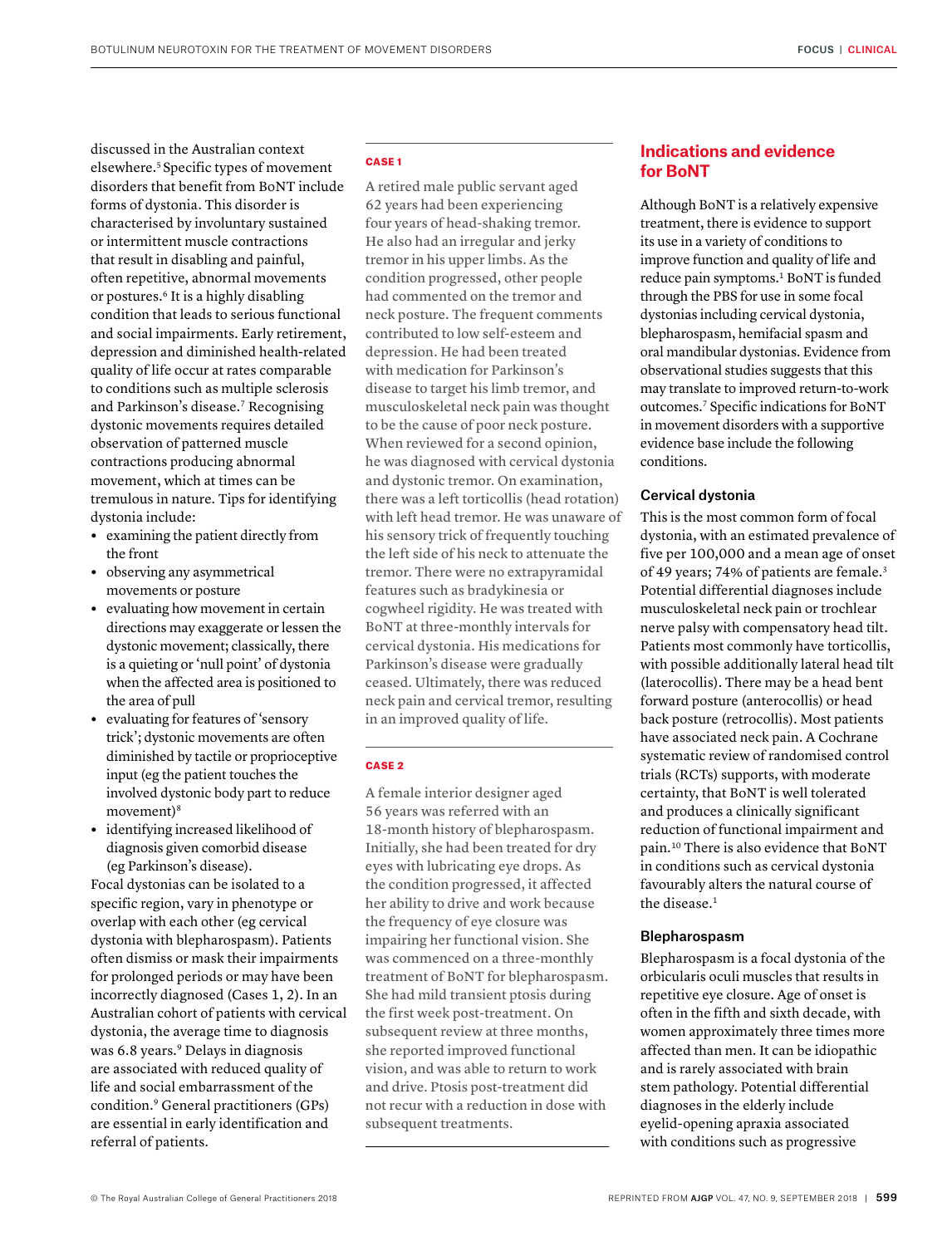discussed in the Australian context elsewhere.[5] Specific types of movement disorders that benefit from BoNT include forms of dystonia. This disorder is characterised by involuntary sustained or intermittent muscle contractions that result in disabling and painful, often repetitive, abnormal movements or postures.[6] It is a highly disabling condition that leads to serious functional and social impairments. Early retirement, depression and diminished health-related quality of life occur at rates comparable to conditions such as multiple sclerosis and Parkinson's disease.[7] Recognising dystonic movements requires detailed observation of patterned muscle contractions producing abnormal movement, which at times can be tremulous in nature. Tips for identifying dystonia include:

- examining the patient directly from the front
- observing any asymmetrical movements or posture
- evaluating how movement in certain directions may exaggerate or lessen the dystonic movement; classically, there is a quieting or 'null point' of dystonia when the affected area is positioned to the area of pull
- evaluating for features of 'sensory trick'; dystonic movements are often diminished by tactile or proprioceptive input (eg the patient touches the involved dystonic body part to reduce movement)[8]
- identifying increased likelihood of diagnosis given comorbid disease (eg Parkinson's disease).

Focal dystonias can be isolated to a specific region, vary in phenotype or overlap with each other (eg cervical dystonia with blepharospasm). Patients often dismiss or mask their impairments for prolonged periods or may have been incorrectly diagnosed (Cases 1, 2). In an Australian cohort of patients with cervical dystonia, the average time to diagnosis was 6.8 years.[9] Delays in diagnosis are associated with reduced quality of life and social embarrassment of the condition.[9] General practitioners (GPs) are essential in early identification and referral of patients.

**CASE 1**

A retired male public servant aged 62 years had been experiencing four years of head-shaking tremor. He also had an irregular and jerky tremor in his upper limbs. As the condition progressed, other people had commented on the tremor and neck posture. The frequent comments contributed to low self-esteem and depression. He had been treated with medication for Parkinson's disease to target his limb tremor, and musculoskeletal neck pain was thought to be the cause of poor neck posture. When reviewed for a second opinion, he was diagnosed with cervical dystonia and dystonic tremor. On examination, there was a left torticollis (head rotation) with left head tremor. He was unaware of his sensory trick of frequently touching the left side of his neck to attenuate the tremor. There were no extrapyramidal features such as bradykinesia or cogwheel rigidity. He was treated with BoNT at three-monthly intervals for cervical dystonia. His medications for Parkinson's disease were gradually ceased. Ultimately, there was reduced neck pain and cervical tremor, resulting in an improved quality of life.

**CASE 2**

A female interior designer aged 56 years was referred with an 18-month history of blepharospasm. Initially, she had been treated for dry eyes with lubricating eye drops. As the condition progressed, it affected her ability to drive and work because the frequency of eye closure was impairing her functional vision. She was commenced on a three-monthly treatment of BoNT for blepharospasm. She had mild transient ptosis during the first week post-treatment. On subsequent review at three months, she reported improved functional vision, and was able to return to work and drive. Ptosis post-treatment did not recur with a reduction in dose with subsequent treatments.

## Indications and evidence for BoNT

Although BoNT is a relatively expensive treatment, there is evidence to support its use in a variety of conditions to improve function and quality of life and reduce pain symptoms.[1] BoNT is funded through the PBS for use in some focal dystonias including cervical dystonia, blepharospasm, hemifacial spasm and oral mandibular dystonias. Evidence from observational studies suggests that this may translate to improved return-to-work outcomes.[7] Specific indications for BoNT in movement disorders with a supportive evidence base include the following conditions.

### Cervical dystonia

This is the most common form of focal dystonia, with an estimated prevalence of five per 100,000 and a mean age of onset of 49 years; 74% of patients are female.[3] Potential differential diagnoses include musculoskeletal neck pain or trochlear nerve palsy with compensatory head tilt. Patients most commonly have torticollis, with possible additionally lateral head tilt (laterocollis). There may be a head bent forward posture (anterocollis) or head back posture (retrocollis). Most patients have associated neck pain. A Cochrane systematic review of randomised control trials (RCTs) supports, with moderate certainty, that BoNT is well tolerated and produces a clinically significant reduction of functional impairment and pain.[10] There is also evidence that BoNT in conditions such as cervical dystonia favourably alters the natural course of the disease.[1]

### Blepharospasm

Blepharospasm is a focal dystonia of the orbicularis oculi muscles that results in repetitive eye closure. Age of onset is often in the fifth and sixth decade, with women approximately three times more affected than men. It can be idiopathic and is rarely associated with brain stem pathology. Potential differential diagnoses in the elderly include eyelid-opening apraxia associated with conditions such as progressive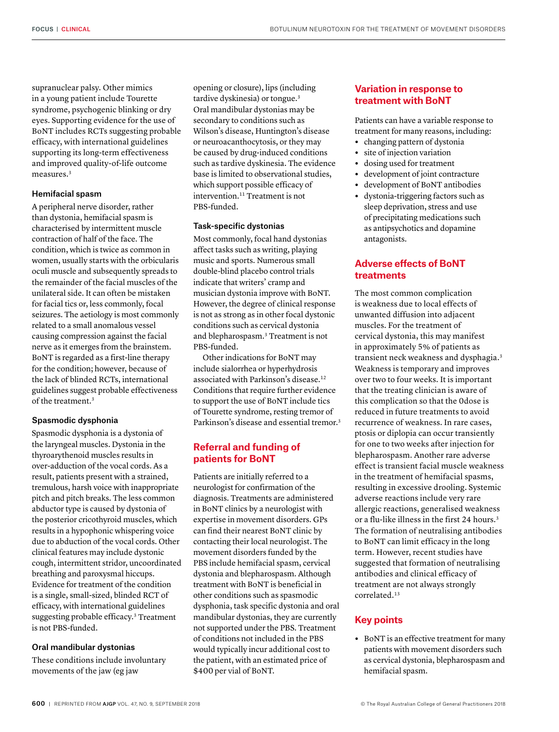supranuclear palsy. Other mimics in a young patient include Tourette syndrome, psychogenic blinking or dry eyes. Supporting evidence for the use of BoNT includes RCTs suggesting probable efficacy, with international guidelines supporting its long-term effectiveness and improved quality-of-life outcome measures.[3]

### Hemifacial spasm

A peripheral nerve disorder, rather than dystonia, hemifacial spasm is characterised by intermittent muscle contraction of half of the face. The condition, which is twice as common in women, usually starts with the orbicularis oculi muscle and subsequently spreads to the remainder of the facial muscles of the unilateral side. It can often be mistaken for facial tics or, less commonly, focal seizures. The aetiology is most commonly related to a small anomalous vessel causing compression against the facial nerve as it emerges from the brainstem. BoNT is regarded as a first-line therapy for the condition; however, because of the lack of blinded RCTs, international guidelines suggest probable effectiveness of the treatment.[3]

### Spasmodic dysphonia

Spasmodic dysphonia is a dystonia of the laryngeal muscles. Dystonia in the thyroarythenoid muscles results in over-adduction of the vocal cords. As a result, patients present with a strained, tremulous, harsh voice with inappropriate pitch and pitch breaks. The less common abductor type is caused by dystonia of the posterior cricothyroid muscles, which results in a hypophonic whispering voice due to abduction of the vocal cords. Other clinical features may include dystonic cough, intermittent stridor, uncoordinated breathing and paroxysmal hiccups. Evidence for treatment of the condition is a single, small-sized, blinded RCT of efficacy, with international guidelines suggesting probable efficacy.[3] Treatment is not PBS-funded.

### Oral mandibular dystonias

These conditions include involuntary movements of the jaw (eg jaw opening or closure), lips (including tardive dyskinesia) or tongue.[3] Oral mandibular dystonias may be secondary to conditions such as Wilson's disease, Huntington's disease or neuroacanthocytosis, or they may be caused by drug-induced conditions such as tardive dyskinesia. The evidence base is limited to observational studies, which support possible efficacy of intervention.[11] Treatment is not PBS-funded.

### Task-specific dystonias

Most commonly, focal hand dystonias affect tasks such as writing, playing music and sports. Numerous small double-blind placebo control trials indicate that writers' cramp and musician dystonia improve with BoNT. However, the degree of clinical response is not as strong as in other focal dystonic conditions such as cervical dystonia and blepharospasm.[3] Treatment is not PBS-funded.

Other indications for BoNT may include sialorrhea or hyperhydrosis associated with Parkinson's disease.[12] Conditions that require further evidence to support the use of BoNT include tics of Tourette syndrome, resting tremor of Parkinson's disease and essential tremor.[3]

## Referral and funding of patients for BoNT

Patients are initially referred to a neurologist for confirmation of the diagnosis. Treatments are administered in BoNT clinics by a neurologist with expertise in movement disorders. GPs can find their nearest BoNT clinic by contacting their local neurologist. The movement disorders funded by the PBS include hemifacial spasm, cervical dystonia and blepharospasm. Although treatment with BoNT is beneficial in other conditions such as spasmodic dysphonia, task specific dystonia and oral mandibular dystonias, they are currently not supported under the PBS. Treatment of conditions not included in the PBS would typically incur additional cost to the patient, with an estimated price of $400 per vial of BoNT.

## Variation in response to treatment with BoNT

Patients can have a variable response to treatment for many reasons, including:

- changing pattern of dystonia
- site of injection variation
- dosing used for treatment
- development of joint contracture
- development of BoNT antibodies
- dystonia-triggering factors such as sleep deprivation, stress and use of precipitating medications such as antipsychotics and dopamine antagonists.

## Adverse effects of BoNT treatments

The most common complication is weakness due to local effects of unwanted diffusion into adjacent muscles. For the treatment of cervical dystonia, this may manifest in approximately 5% of patients as transient neck weakness and dysphagia.[3] Weakness is temporary and improves over two to four weeks. It is important that the treating clinician is aware of this complication so that the 0dose is reduced in future treatments to avoid recurrence of weakness. In rare cases, ptosis or diplopia can occur transiently for one to two weeks after injection for blepharospasm. Another rare adverse effect is transient facial muscle weakness in the treatment of hemifacial spasms, resulting in excessive drooling. Systemic adverse reactions include very rare allergic reactions, generalised weakness or a flu-like illness in the first 24 hours.[3] The formation of neutralising antibodies to BoNT can limit efficacy in the long term. However, recent studies have suggested that formation of neutralising antibodies and clinical efficacy of treatment are not always strongly correlated.[13]

## Key points

- BoNT is an effective treatment for many patients with movement disorders such as cervical dystonia, blepharospasm and hemifacial spasm.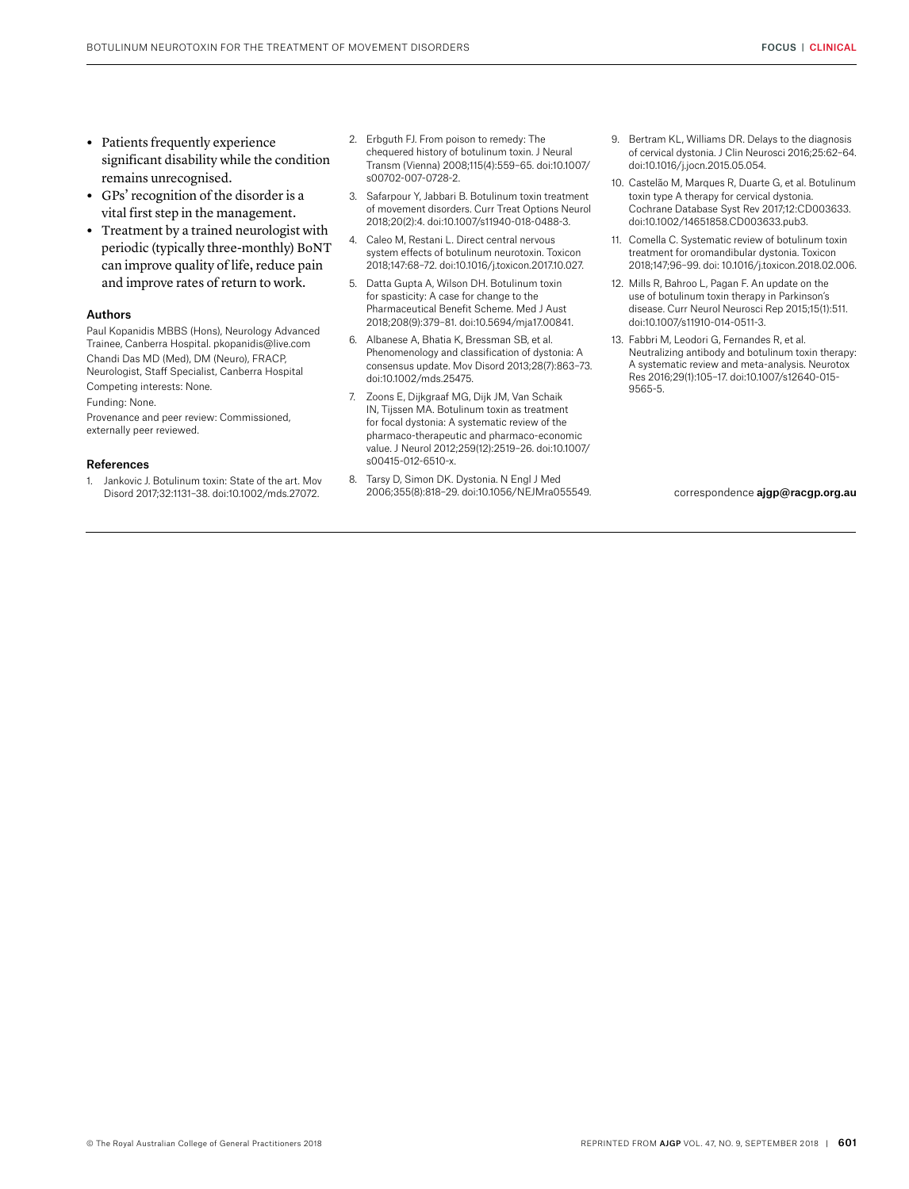- Patients frequently experience significant disability while the condition remains unrecognised.
- GPs' recognition of the disorder is a vital first step in the management.
- Treatment by a trained neurologist with periodic (typically three-monthly) BoNT can improve quality of life, reduce pain and improve rates of return to work.

#### Authors

Paul Kopanidis MBBS (Hons), Neurology Advanced Trainee, Canberra Hospital. pkopanidis@live.com

Chandi Das MD (Med), DM (Neuro), FRACP, Neurologist, Staff Specialist, Canberra Hospital

Competing interests: None.

Funding: None.

Provenance and peer review: Commissioned, externally peer reviewed.

#### References

1. Jankovic J. Botulinum toxin: State of the art. Mov Disord 2017;32:1131–38. doi:10.1002/mds.27072.
2. Erbguth FJ. From poison to remedy: The chequered history of botulinum toxin. J Neural Transm (Vienna) 2008;115(4):559–65. doi:10.1007/s00702-007-0728-2.
3. Safarpour Y, Jabbari B. Botulinum toxin treatment of movement disorders. Curr Treat Options Neurol 2018;20(2):4. doi:10.1007/s11940-018-0488-3.
4. Caleo M, Restani L. Direct central nervous system effects of botulinum neurotoxin. Toxicon 2018;147:68–72. doi:10.1016/j.toxicon.2017.10.027.
5. Datta Gupta A, Wilson DH. Botulinum toxin for spasticity: A case for change to the Pharmaceutical Benefit Scheme. Med J Aust 2018;208(9):379–81. doi:10.5694/mja17.00841.
6. Albanese A, Bhatia K, Bressman SB, et al. Phenomenology and classification of dystonia: A consensus update. Mov Disord 2013;28(7):863–73. doi:10.1002/mds.25475.
7. Zoons E, Dijkgraaf MG, Dijk JM, Van Schaik IN, Tijssen MA. Botulinum toxin as treatment for focal dystonia: A systematic review of the pharmaco-therapeutic and pharmaco-economic value. J Neurol 2012;259(12):2519–26. doi:10.1007/s00415-012-6510-x.
8. Tarsy D, Simon DK. Dystonia. N Engl J Med 2006;355(8):818–29. doi:10.1056/NEJMra055549.
9. Bertram KL, Williams DR. Delays to the diagnosis of cervical dystonia. J Clin Neurosci 2016;25:62–64. doi:10.1016/j.jocn.2015.05.054.
10. Castelão M, Marques R, Duarte G, et al. Botulinum toxin type A therapy for cervical dystonia. Cochrane Database Syst Rev 2017;12:CD003633. doi:10.1002/14651858.CD003633.pub3.
11. Comella C. Systematic review of botulinum toxin treatment for oromandibular dystonia. Toxicon 2018;147;96–99. doi: 10.1016/j.toxicon.2018.02.006.
12. Mills R, Bahroo L, Pagan F. An update on the use of botulinum toxin therapy in Parkinson's disease. Curr Neurol Neurosci Rep 2015;15(1):511. doi:10.1007/s11910-014-0511-3.
13. Fabbri M, Leodori G, Fernandes R, et al. Neutralizing antibody and botulinum toxin therapy: A systematic review and meta-analysis. Neurotox Res 2016;29(1):105–17. doi:10.1007/s12640-015-9565-5.

correspondence **ajgp@racgp.org.au**